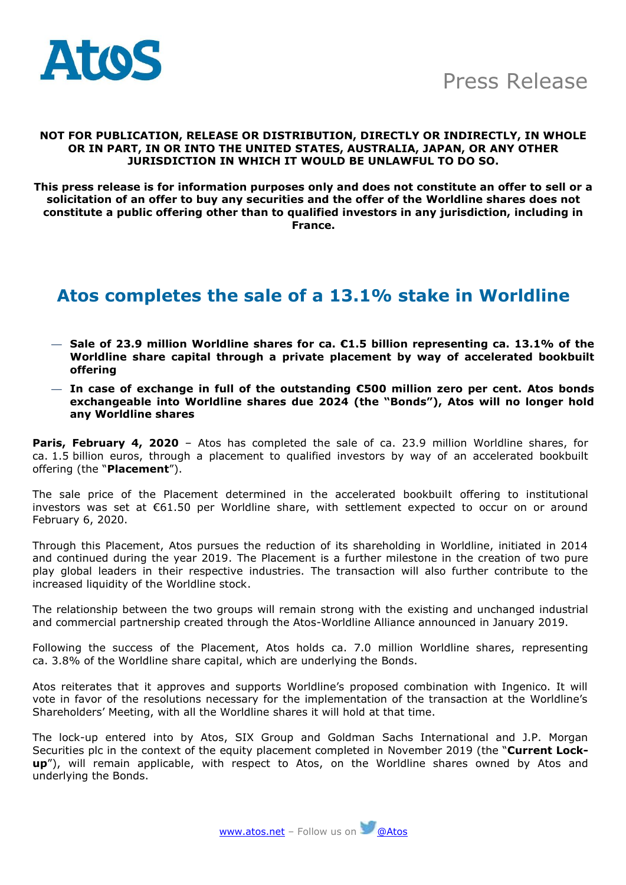Press Release

**NOT FOR PUBLICATION, RELEASE OR DISTRIBUTION, DIRECTLY OR INDIRECTLY, IN WHOLE OR IN PART, IN OR INTO THE UNITED STATES, AUSTRALIA, JAPAN, OR ANY OTHER JURISDICTION IN WHICH IT WOULD BE UNLAWFUL TO DO SO.**

**This press release is for information purposes only and does not constitute an offer to sell or a solicitation of an offer to buy any securities and the offer of the Worldline shares does not constitute a public offering other than to qualified investors in any jurisdiction, including in France.**

# Atos completes the sale of a 13.1% stake in Worldline

- **Sale of 23.9 million Worldline shares for ca. €1.5 billion representing ca. 13.1% of the Worldline share capital through a private placement by way of accelerated bookbuilt offering**
- **In case of exchange in full of the outstanding €500 million zero per cent. Atos bonds exchangeable into Worldline shares due 2024 (the "Bonds"), Atos will no longer hold any Worldline shares**

**Paris, February 4, 2020** – Atos has completed the sale of ca. 23.9 million Worldline shares, for ca. 1.5 billion euros, through a placement to qualified investors by way of an accelerated bookbuilt offering (the "**Placement**").

The sale price of the Placement determined in the accelerated bookbuilt offering to institutional investors was set at €61.50 per Worldline share, with settlement expected to occur on or around February 6, 2020.

Through this Placement, Atos pursues the reduction of its shareholding in Worldline, initiated in 2014 and continued during the year 2019. The Placement is a further milestone in the creation of two pure play global leaders in their respective industries. The transaction will also further contribute to the increased liquidity of the Worldline stock.

The relationship between the two groups will remain strong with the existing and unchanged industrial and commercial partnership created through the Atos-Worldline Alliance announced in January 2019.

Following the success of the Placement, Atos holds ca. 7.0 million Worldline shares, representing ca. 3.8% of the Worldline share capital, which are underlying the Bonds.

Atos reiterates that it approves and supports Worldline's proposed combination with Ingenico. It will vote in favor of the resolutions necessary for the implementation of the transaction at the Worldline's Shareholders' Meeting, with all the Worldline shares it will hold at that time.

The lock-up entered into by Atos, SIX Group and Goldman Sachs International and J.P. Morgan Securities plc in the context of the equity placement completed in November 2019 (the "**Current Lock-up**"), will remain applicable, with respect to Atos, on the Worldline shares owned by Atos and underlying the Bonds.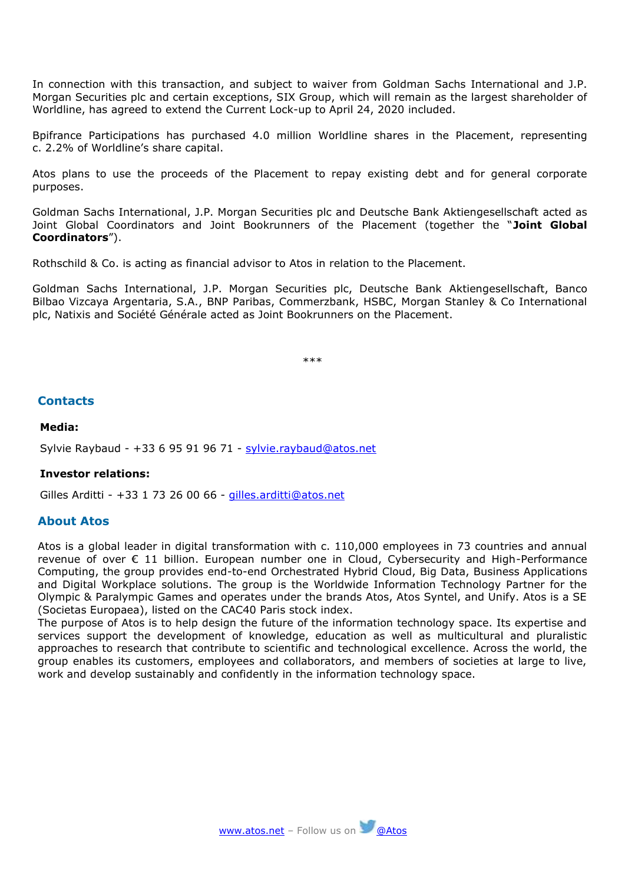In connection with this transaction, and subject to waiver from Goldman Sachs International and J.P. Morgan Securities plc and certain exceptions, SIX Group, which will remain as the largest shareholder of Worldline, has agreed to extend the Current Lock-up to April 24, 2020 included.

Bpifrance Participations has purchased 4.0 million Worldline shares in the Placement, representing c. 2.2% of Worldline's share capital.

Atos plans to use the proceeds of the Placement to repay existing debt and for general corporate purposes.

Goldman Sachs International, J.P. Morgan Securities plc and Deutsche Bank Aktiengesellschaft acted as Joint Global Coordinators and Joint Bookrunners of the Placement (together the "**Joint Global Coordinators**").

Rothschild & Co. is acting as financial advisor to Atos in relation to the Placement.

Goldman Sachs International, J.P. Morgan Securities plc, Deutsche Bank Aktiengesellschaft, Banco Bilbao Vizcaya Argentaria, S.A., BNP Paribas, Commerzbank, HSBC, Morgan Stanley & Co International plc, Natixis and Société Générale acted as Joint Bookrunners on the Placement.

***

## Contacts

**Media:**

Sylvie Raybaud - +33 6 95 91 96 71 - sylvie.raybaud@atos.net

**Investor relations:**

Gilles Arditti - +33 1 73 26 00 66 - gilles.arditti@atos.net

## About Atos

Atos is a global leader in digital transformation with c. 110,000 employees in 73 countries and annual revenue of over € 11 billion. European number one in Cloud, Cybersecurity and High-Performance Computing, the group provides end-to-end Orchestrated Hybrid Cloud, Big Data, Business Applications and Digital Workplace solutions. The group is the Worldwide Information Technology Partner for the Olympic & Paralympic Games and operates under the brands Atos, Atos Syntel, and Unify. Atos is a SE (Societas Europaea), listed on the CAC40 Paris stock index.
The purpose of Atos is to help design the future of the information technology space. Its expertise and services support the development of knowledge, education as well as multicultural and pluralistic approaches to research that contribute to scientific and technological excellence. Across the world, the group enables its customers, employees and collaborators, and members of societies at large to live, work and develop sustainably and confidently in the information technology space.

www.atos.net – Follow us on @Atos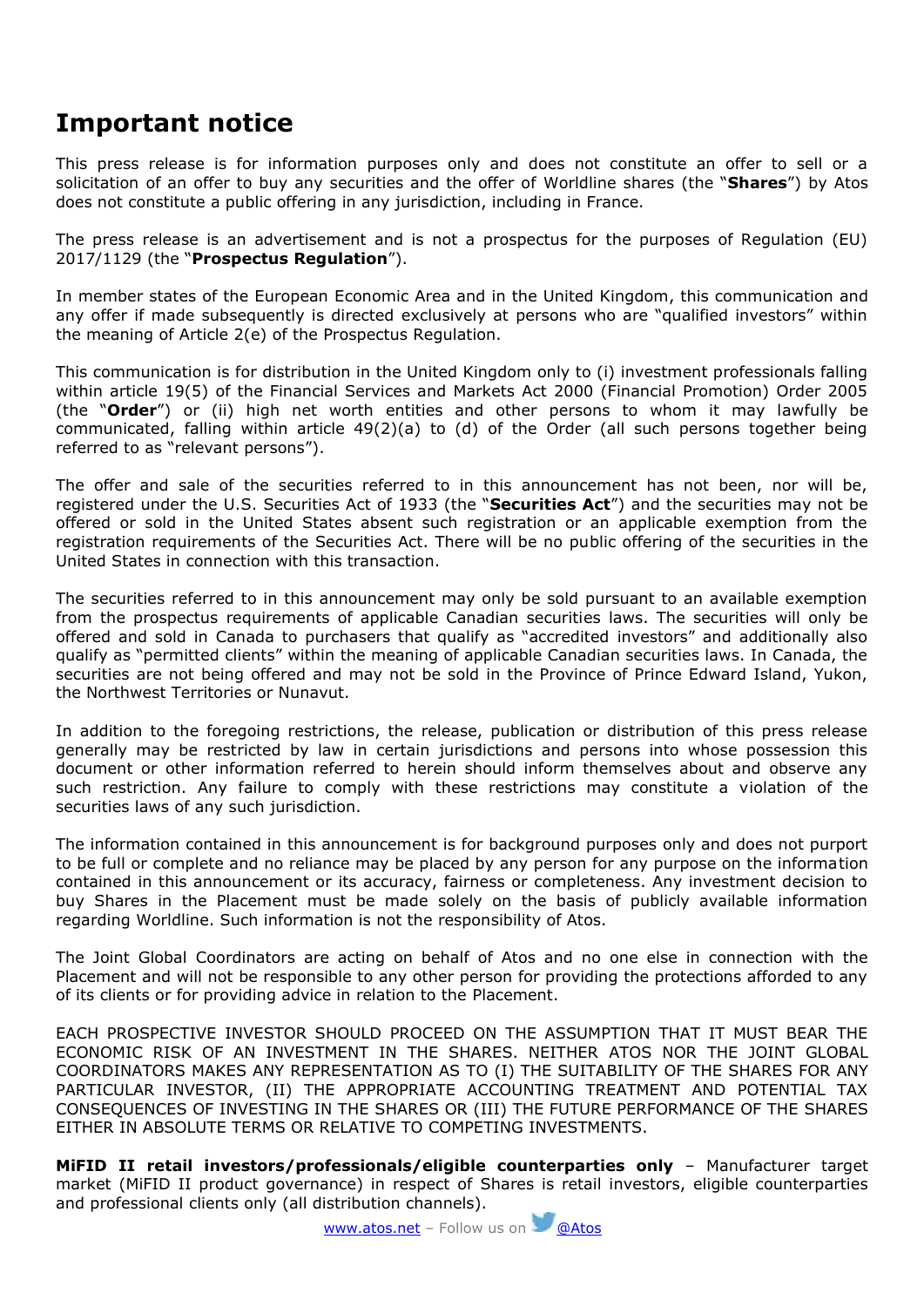# Important notice

This press release is for information purposes only and does not constitute an offer to sell or a solicitation of an offer to buy any securities and the offer of Worldline shares (the "**Shares**") by Atos does not constitute a public offering in any jurisdiction, including in France.

The press release is an advertisement and is not a prospectus for the purposes of Regulation (EU) 2017/1129 (the "**Prospectus Regulation**").

In member states of the European Economic Area and in the United Kingdom, this communication and any offer if made subsequently is directed exclusively at persons who are "qualified investors" within the meaning of Article 2(e) of the Prospectus Regulation.

This communication is for distribution in the United Kingdom only to (i) investment professionals falling within article 19(5) of the Financial Services and Markets Act 2000 (Financial Promotion) Order 2005 (the "**Order**") or (ii) high net worth entities and other persons to whom it may lawfully be communicated, falling within article 49(2)(a) to (d) of the Order (all such persons together being referred to as "relevant persons").

The offer and sale of the securities referred to in this announcement has not been, nor will be, registered under the U.S. Securities Act of 1933 (the "**Securities Act**") and the securities may not be offered or sold in the United States absent such registration or an applicable exemption from the registration requirements of the Securities Act. There will be no public offering of the securities in the United States in connection with this transaction.

The securities referred to in this announcement may only be sold pursuant to an available exemption from the prospectus requirements of applicable Canadian securities laws. The securities will only be offered and sold in Canada to purchasers that qualify as "accredited investors" and additionally also qualify as "permitted clients" within the meaning of applicable Canadian securities laws. In Canada, the securities are not being offered and may not be sold in the Province of Prince Edward Island, Yukon, the Northwest Territories or Nunavut.

In addition to the foregoing restrictions, the release, publication or distribution of this press release generally may be restricted by law in certain jurisdictions and persons into whose possession this document or other information referred to herein should inform themselves about and observe any such restriction. Any failure to comply with these restrictions may constitute a violation of the securities laws of any such jurisdiction.

The information contained in this announcement is for background purposes only and does not purport to be full or complete and no reliance may be placed by any person for any purpose on the information contained in this announcement or its accuracy, fairness or completeness. Any investment decision to buy Shares in the Placement must be made solely on the basis of publicly available information regarding Worldline. Such information is not the responsibility of Atos.

The Joint Global Coordinators are acting on behalf of Atos and no one else in connection with the Placement and will not be responsible to any other person for providing the protections afforded to any of its clients or for providing advice in relation to the Placement.

EACH PROSPECTIVE INVESTOR SHOULD PROCEED ON THE ASSUMPTION THAT IT MUST BEAR THE ECONOMIC RISK OF AN INVESTMENT IN THE SHARES. NEITHER ATOS NOR THE JOINT GLOBAL COORDINATORS MAKES ANY REPRESENTATION AS TO (I) THE SUITABILITY OF THE SHARES FOR ANY PARTICULAR INVESTOR, (II) THE APPROPRIATE ACCOUNTING TREATMENT AND POTENTIAL TAX CONSEQUENCES OF INVESTING IN THE SHARES OR (III) THE FUTURE PERFORMANCE OF THE SHARES EITHER IN ABSOLUTE TERMS OR RELATIVE TO COMPETING INVESTMENTS.

**MiFID II retail investors/professionals/eligible counterparties only** – Manufacturer target market (MiFID II product governance) in respect of Shares is retail investors, eligible counterparties and professional clients only (all distribution channels).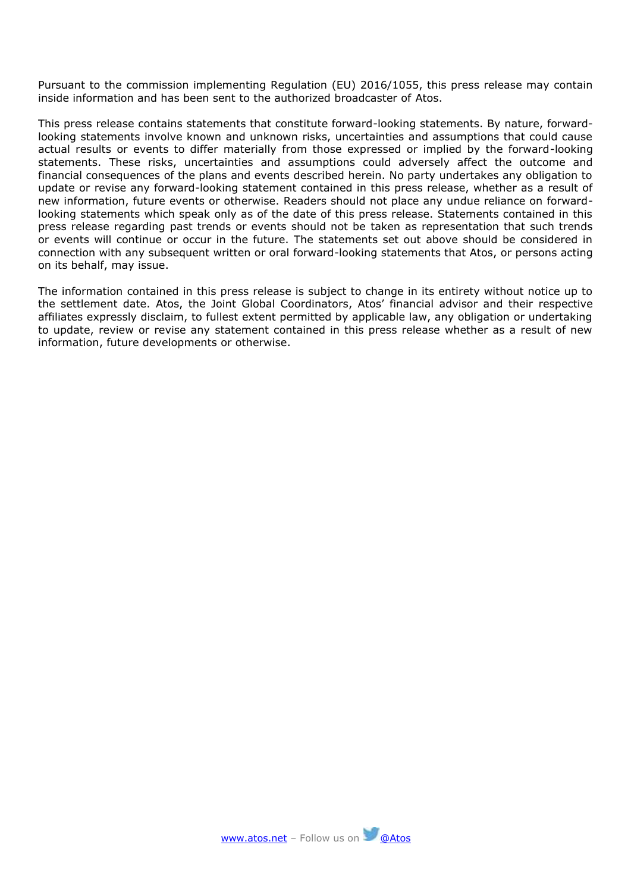Pursuant to the commission implementing Regulation (EU) 2016/1055, this press release may contain inside information and has been sent to the authorized broadcaster of Atos.

This press release contains statements that constitute forward-looking statements. By nature, forward-looking statements involve known and unknown risks, uncertainties and assumptions that could cause actual results or events to differ materially from those expressed or implied by the forward-looking statements. These risks, uncertainties and assumptions could adversely affect the outcome and financial consequences of the plans and events described herein. No party undertakes any obligation to update or revise any forward-looking statement contained in this press release, whether as a result of new information, future events or otherwise. Readers should not place any undue reliance on forward-looking statements which speak only as of the date of this press release. Statements contained in this press release regarding past trends or events should not be taken as representation that such trends or events will continue or occur in the future. The statements set out above should be considered in connection with any subsequent written or oral forward-looking statements that Atos, or persons acting on its behalf, may issue.

The information contained in this press release is subject to change in its entirety without notice up to the settlement date. Atos, the Joint Global Coordinators, Atos' financial advisor and their respective affiliates expressly disclaim, to fullest extent permitted by applicable law, any obligation or undertaking to update, review or revise any statement contained in this press release whether as a result of new information, future developments or otherwise.

www.atos.net – Follow us on @Atos